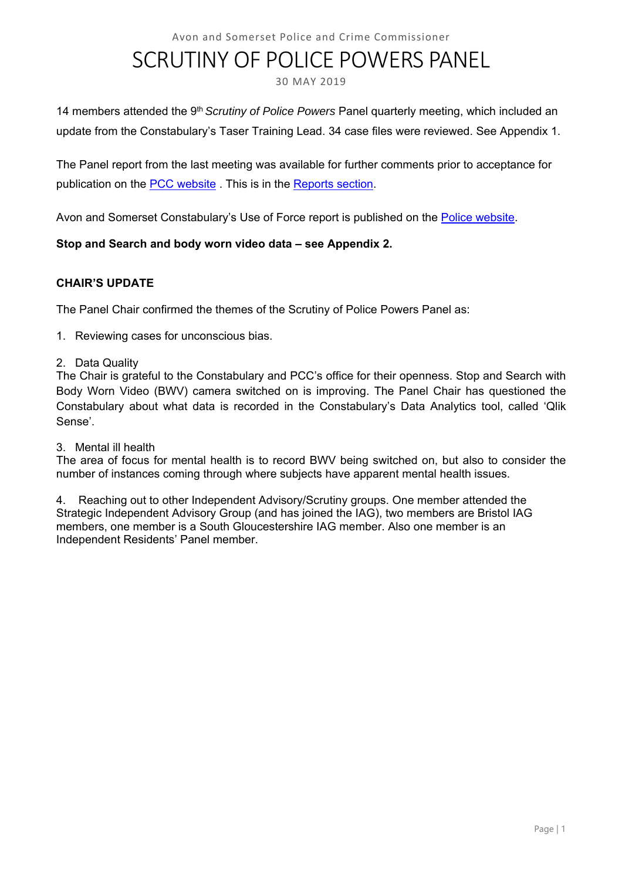Avon and Somerset Police and Crime Commissioner

# SCRUTINY OF POLICE POWERS PANEL

30 MAY 2019

14 members attended the 9th *Scrutiny of Police Powers* Panel quarterly meeting, which included an update from the Constabulary's Taser Training Lead. 34 case files were reviewed. See Appendix 1.

The Panel report from the last meeting was available for further comments prior to acceptance for publication on the PCC website . This is in the Reports section.

Avon and Somerset Constabulary's Use of Force report is published on the Police website.

**Stop and Search and body worn video data – see Appendix 2.**

## CHAIR'S UPDATE

The Panel Chair confirmed the themes of the Scrutiny of Police Powers Panel as:

1. Reviewing cases for unconscious bias.

2. Data Quality
The Chair is grateful to the Constabulary and PCC's office for their openness. Stop and Search with Body Worn Video (BWV) camera switched on is improving. The Panel Chair has questioned the Constabulary about what data is recorded in the Constabulary's Data Analytics tool, called 'Qlik Sense'.

3. Mental ill health
The area of focus for mental health is to record BWV being switched on, but also to consider the number of instances coming through where subjects have apparent mental health issues.

4. Reaching out to other Independent Advisory/Scrutiny groups. One member attended the Strategic Independent Advisory Group (and has joined the IAG), two members are Bristol IAG members, one member is a South Gloucestershire IAG member. Also one member is an Independent Residents' Panel member.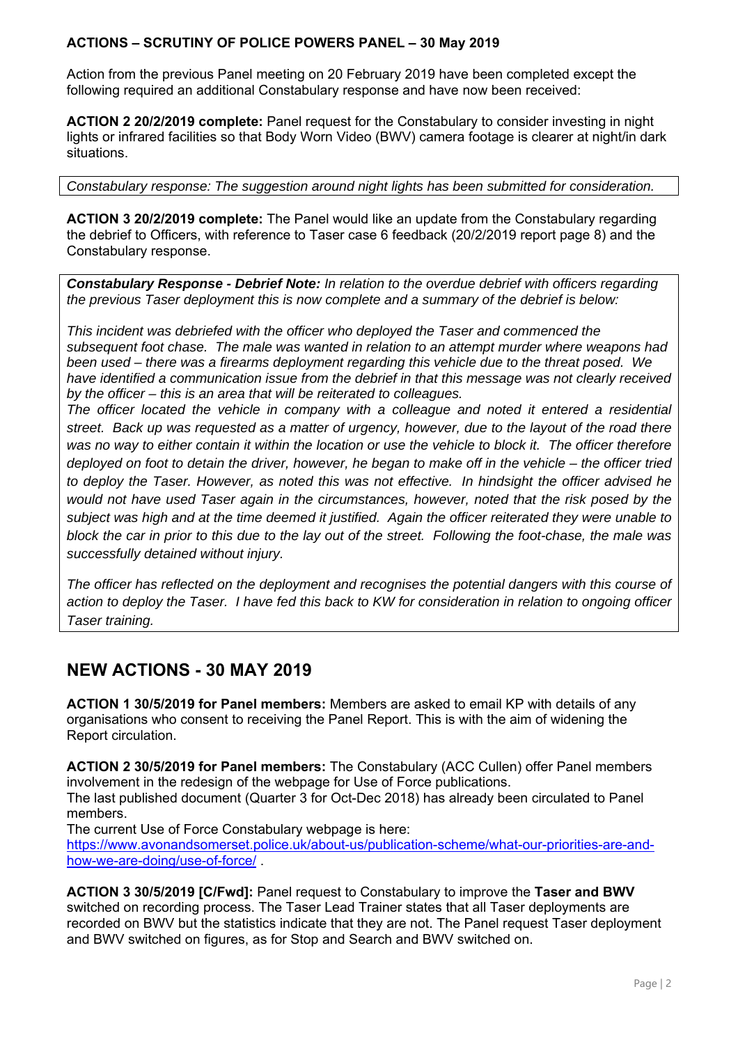**ACTIONS – SCRUTINY OF POLICE POWERS PANEL – 30 May 2019**

Action from the previous Panel meeting on 20 February 2019 have been completed except the following required an additional Constabulary response and have now been received:

**ACTION 2 20/2/2019 complete:** Panel request for the Constabulary to consider investing in night lights or infrared facilities so that Body Worn Video (BWV) camera footage is clearer at night/in dark situations.

*Constabulary response: The suggestion around night lights has been submitted for consideration.*

**ACTION 3 20/2/2019 complete:** The Panel would like an update from the Constabulary regarding the debrief to Officers, with reference to Taser case 6 feedback (20/2/2019 report page 8) and the Constabulary response.

***Constabulary Response - Debrief Note:*** *In relation to the overdue debrief with officers regarding the previous Taser deployment this is now complete and a summary of the debrief is below:*

*This incident was debriefed with the officer who deployed the Taser and commenced the subsequent foot chase. The male was wanted in relation to an attempt murder where weapons had been used – there was a firearms deployment regarding this vehicle due to the threat posed. We have identified a communication issue from the debrief in that this message was not clearly received by the officer – this is an area that will be reiterated to colleagues.*
*The officer located the vehicle in company with a colleague and noted it entered a residential street. Back up was requested as a matter of urgency, however, due to the layout of the road there was no way to either contain it within the location or use the vehicle to block it. The officer therefore deployed on foot to detain the driver, however, he began to make off in the vehicle – the officer tried to deploy the Taser. However, as noted this was not effective. In hindsight the officer advised he would not have used Taser again in the circumstances, however, noted that the risk posed by the subject was high and at the time deemed it justified. Again the officer reiterated they were unable to block the car in prior to this due to the lay out of the street. Following the foot-chase, the male was successfully detained without injury.*

*The officer has reflected on the deployment and recognises the potential dangers with this course of action to deploy the Taser. I have fed this back to KW for consideration in relation to ongoing officer Taser training.*

## NEW ACTIONS - 30 MAY 2019

**ACTION 1 30/5/2019 for Panel members:** Members are asked to email KP with details of any organisations who consent to receiving the Panel Report. This is with the aim of widening the Report circulation.

**ACTION 2 30/5/2019 for Panel members:** The Constabulary (ACC Cullen) offer Panel members involvement in the redesign of the webpage for Use of Force publications.
The last published document (Quarter 3 for Oct-Dec 2018) has already been circulated to Panel members.
The current Use of Force Constabulary webpage is here:
[https://www.avonandsomerset.police.uk/about-us/publication-scheme/what-our-priorities-are-and-how-we-are-doing/use-of-force/](https://www.avonandsomerset.police.uk/about-us/publication-scheme/what-our-priorities-are-and-how-we-are-doing/use-of-force/) .

**ACTION 3 30/5/2019 [C/Fwd]:** Panel request to Constabulary to improve the **Taser and BWV** switched on recording process. The Taser Lead Trainer states that all Taser deployments are recorded on BWV but the statistics indicate that they are not. The Panel request Taser deployment and BWV switched on figures, as for Stop and Search and BWV switched on.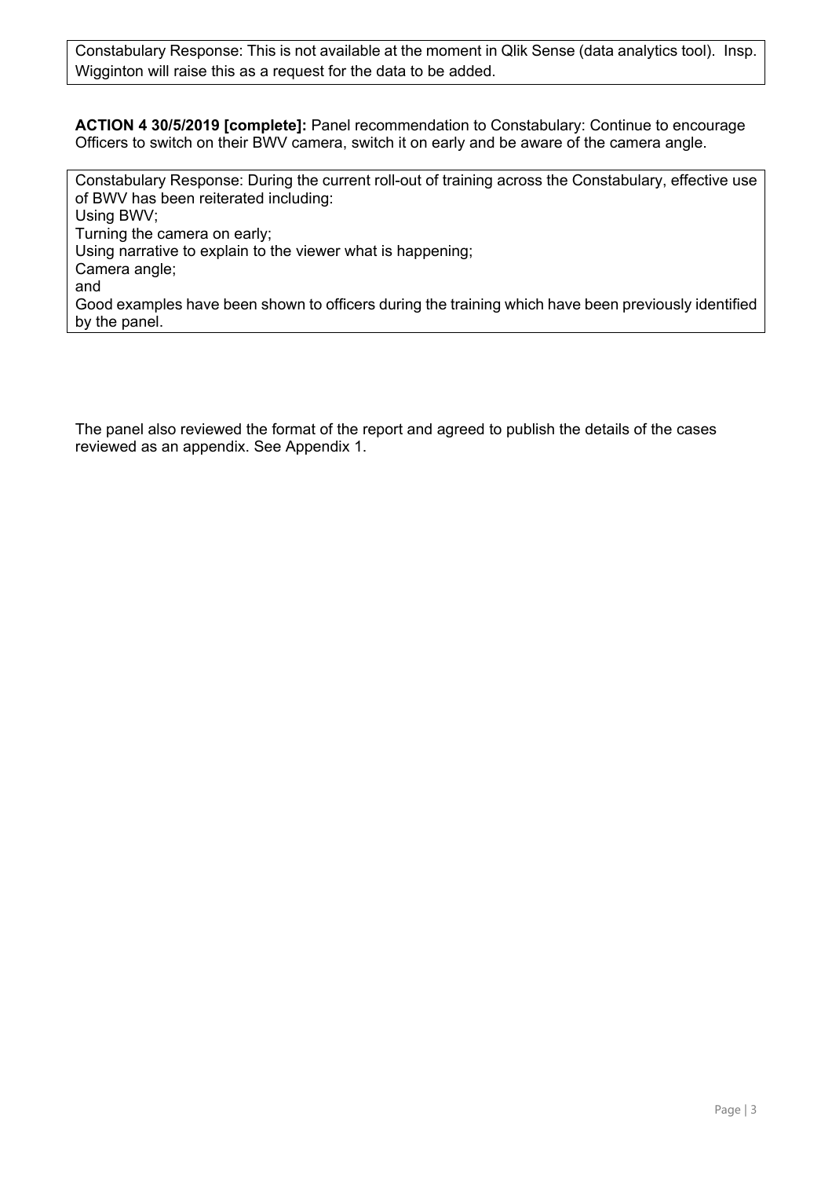Constabulary Response: This is not available at the moment in Qlik Sense (data analytics tool). Insp. Wigginton will raise this as a request for the data to be added.

**ACTION 4 30/5/2019 [complete]:** Panel recommendation to Constabulary: Continue to encourage Officers to switch on their BWV camera, switch it on early and be aware of the camera angle.

Constabulary Response: During the current roll-out of training across the Constabulary, effective use of BWV has been reiterated including:
Using BWV;
Turning the camera on early;
Using narrative to explain to the viewer what is happening;
Camera angle;
and
Good examples have been shown to officers during the training which have been previously identified by the panel.

The panel also reviewed the format of the report and agreed to publish the details of the cases reviewed as an appendix. See Appendix 1.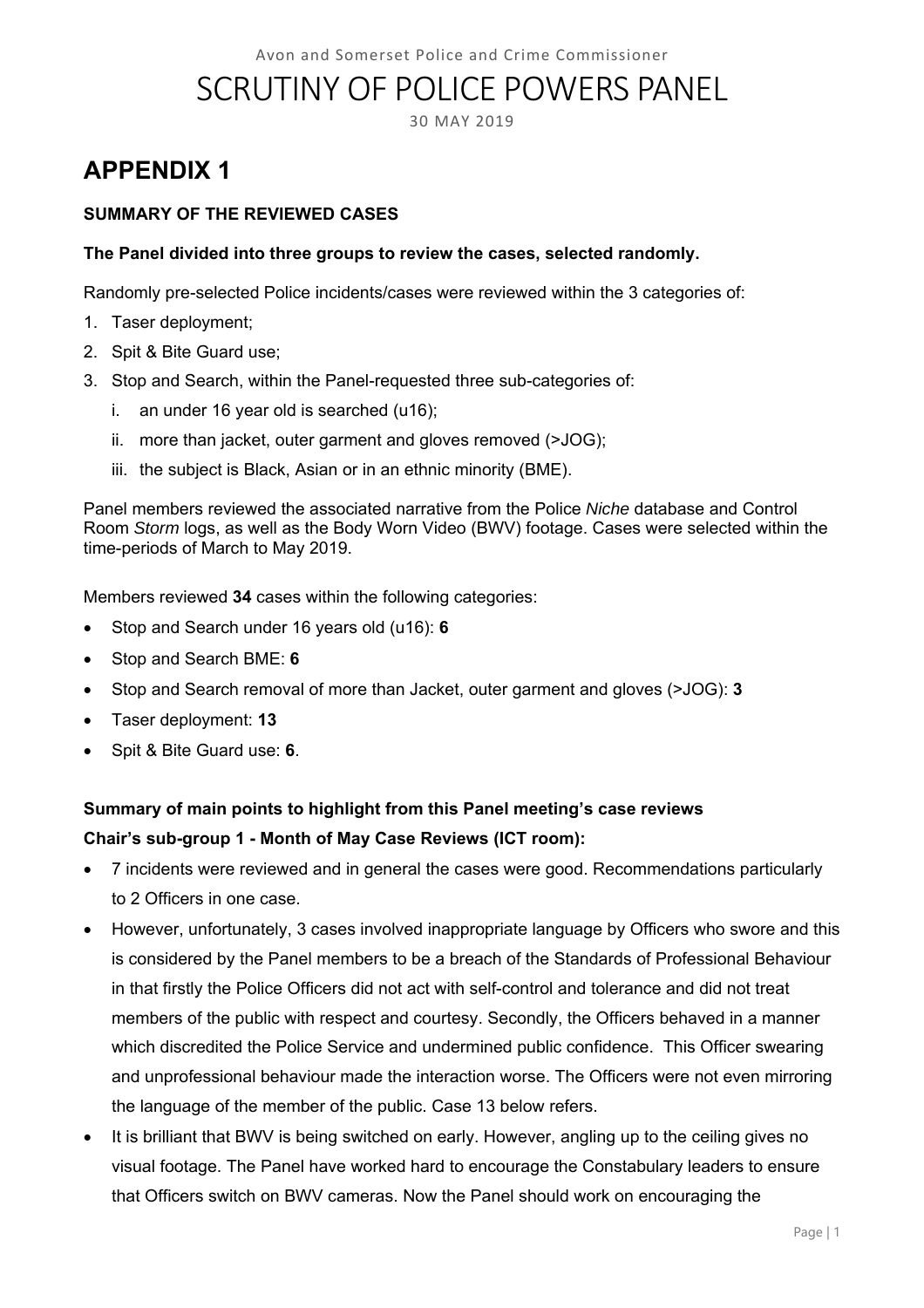Avon and Somerset Police and Crime Commissioner

# SCRUTINY OF POLICE POWERS PANEL

30 MAY 2019

## APPENDIX 1

**SUMMARY OF THE REVIEWED CASES**

**The Panel divided into three groups to review the cases, selected randomly.**

Randomly pre-selected Police incidents/cases were reviewed within the 3 categories of:

1. Taser deployment;
2. Spit & Bite Guard use;
3. Stop and Search, within the Panel-requested three sub-categories of:
   i. an under 16 year old is searched (u16);
   ii. more than jacket, outer garment and gloves removed (>JOG);
   iii. the subject is Black, Asian or in an ethnic minority (BME).

Panel members reviewed the associated narrative from the Police *Niche* database and Control Room *Storm* logs, as well as the Body Worn Video (BWV) footage. Cases were selected within the time-periods of March to May 2019.

Members reviewed **34** cases within the following categories:

- Stop and Search under 16 years old (u16): **6**
- Stop and Search BME: **6**
- Stop and Search removal of more than Jacket, outer garment and gloves (>JOG): **3**
- Taser deployment: **13**
- Spit & Bite Guard use: **6**.

**Summary of main points to highlight from this Panel meeting's case reviews**

**Chair's sub-group 1 - Month of May Case Reviews (ICT room):**

- 7 incidents were reviewed and in general the cases were good. Recommendations particularly to 2 Officers in one case.
- However, unfortunately, 3 cases involved inappropriate language by Officers who swore and this is considered by the Panel members to be a breach of the Standards of Professional Behaviour in that firstly the Police Officers did not act with self-control and tolerance and did not treat members of the public with respect and courtesy. Secondly, the Officers behaved in a manner which discredited the Police Service and undermined public confidence. This Officer swearing and unprofessional behaviour made the interaction worse. The Officers were not even mirroring the language of the member of the public. Case 13 below refers.
- It is brilliant that BWV is being switched on early. However, angling up to the ceiling gives no visual footage. The Panel have worked hard to encourage the Constabulary leaders to ensure that Officers switch on BWV cameras. Now the Panel should work on encouraging the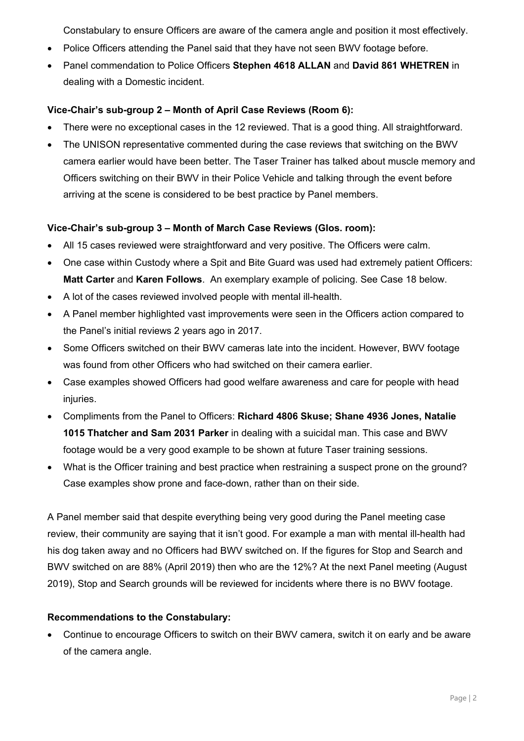Constabulary to ensure Officers are aware of the camera angle and position it most effectively.

- Police Officers attending the Panel said that they have not seen BWV footage before.
- Panel commendation to Police Officers **Stephen 4618 ALLAN** and **David 861 WHETREN** in dealing with a Domestic incident.

**Vice-Chair's sub-group 2 – Month of April Case Reviews (Room 6):**

- There were no exceptional cases in the 12 reviewed. That is a good thing. All straightforward.
- The UNISON representative commented during the case reviews that switching on the BWV camera earlier would have been better. The Taser Trainer has talked about muscle memory and Officers switching on their BWV in their Police Vehicle and talking through the event before arriving at the scene is considered to be best practice by Panel members.

**Vice-Chair's sub-group 3 – Month of March Case Reviews (Glos. room):**

- All 15 cases reviewed were straightforward and very positive. The Officers were calm.
- One case within Custody where a Spit and Bite Guard was used had extremely patient Officers: **Matt Carter** and **Karen Follows**. An exemplary example of policing. See Case 18 below.
- A lot of the cases reviewed involved people with mental ill-health.
- A Panel member highlighted vast improvements were seen in the Officers action compared to the Panel's initial reviews 2 years ago in 2017.
- Some Officers switched on their BWV cameras late into the incident. However, BWV footage was found from other Officers who had switched on their camera earlier.
- Case examples showed Officers had good welfare awareness and care for people with head injuries.
- Compliments from the Panel to Officers: **Richard 4806 Skuse; Shane 4936 Jones, Natalie 1015 Thatcher and Sam 2031 Parker** in dealing with a suicidal man. This case and BWV footage would be a very good example to be shown at future Taser training sessions.
- What is the Officer training and best practice when restraining a suspect prone on the ground? Case examples show prone and face-down, rather than on their side.

A Panel member said that despite everything being very good during the Panel meeting case review, their community are saying that it isn't good. For example a man with mental ill-health had his dog taken away and no Officers had BWV switched on. If the figures for Stop and Search and BWV switched on are 88% (April 2019) then who are the 12%? At the next Panel meeting (August 2019), Stop and Search grounds will be reviewed for incidents where there is no BWV footage.

**Recommendations to the Constabulary:**

- Continue to encourage Officers to switch on their BWV camera, switch it on early and be aware of the camera angle.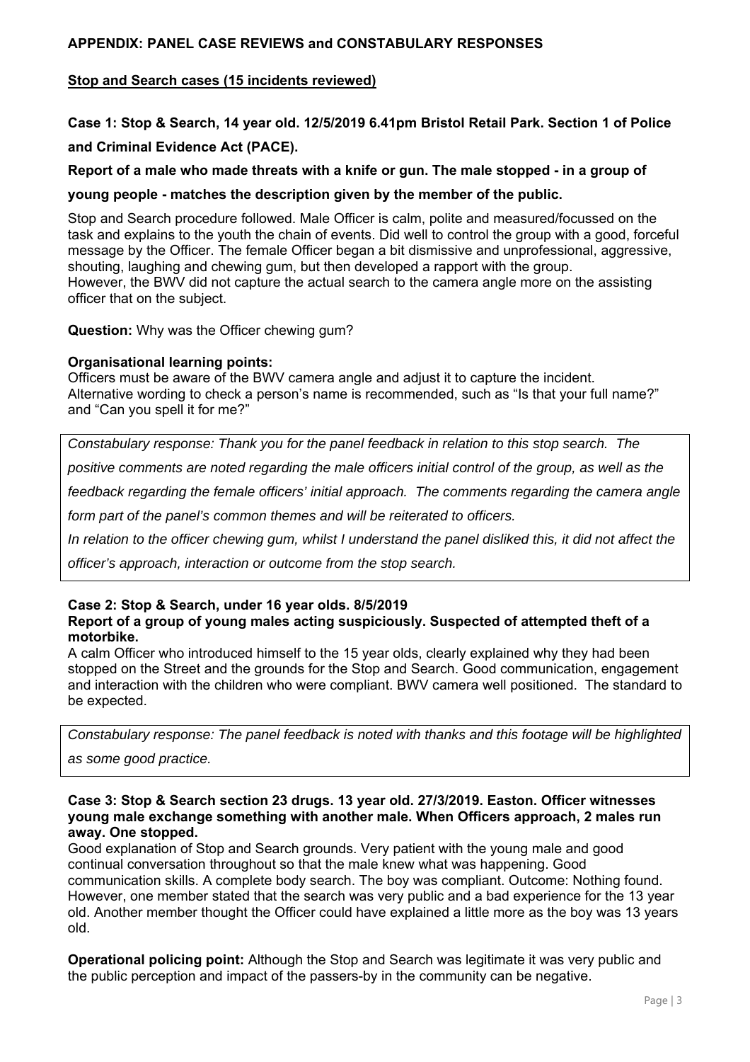## APPENDIX: PANEL CASE REVIEWS and CONSTABULARY RESPONSES

### Stop and Search cases (15 incidents reviewed)

**Case 1: Stop & Search, 14 year old. 12/5/2019 6.41pm Bristol Retail Park. Section 1 of Police and Criminal Evidence Act (PACE).**

**Report of a male who made threats with a knife or gun. The male stopped - in a group of young people - matches the description given by the member of the public.**

Stop and Search procedure followed. Male Officer is calm, polite and measured/focussed on the task and explains to the youth the chain of events. Did well to control the group with a good, forceful message by the Officer. The female Officer began a bit dismissive and unprofessional, aggressive, shouting, laughing and chewing gum, but then developed a rapport with the group.
However, the BWV did not capture the actual search to the camera angle more on the assisting officer that on the subject.

**Question:** Why was the Officer chewing gum?

**Organisational learning points:**
Officers must be aware of the BWV camera angle and adjust it to capture the incident.
Alternative wording to check a person's name is recommended, such as "Is that your full name?" and "Can you spell it for me?"

*Constabulary response: Thank you for the panel feedback in relation to this stop search. The positive comments are noted regarding the male officers initial control of the group, as well as the feedback regarding the female officers' initial approach. The comments regarding the camera angle form part of the panel's common themes and will be reiterated to officers.*

*In relation to the officer chewing gum, whilst I understand the panel disliked this, it did not affect the officer's approach, interaction or outcome from the stop search.*

**Case 2: Stop & Search, under 16 year olds. 8/5/2019**
**Report of a group of young males acting suspiciously. Suspected of attempted theft of a motorbike.**

A calm Officer who introduced himself to the 15 year olds, clearly explained why they had been stopped on the Street and the grounds for the Stop and Search. Good communication, engagement and interaction with the children who were compliant. BWV camera well positioned. The standard to be expected.

*Constabulary response: The panel feedback is noted with thanks and this footage will be highlighted as some good practice.*

**Case 3: Stop & Search section 23 drugs. 13 year old. 27/3/2019. Easton. Officer witnesses young male exchange something with another male. When Officers approach, 2 males run away. One stopped.**

Good explanation of Stop and Search grounds. Very patient with the young male and good continual conversation throughout so that the male knew what was happening. Good communication skills. A complete body search. The boy was compliant. Outcome: Nothing found. However, one member stated that the search was very public and a bad experience for the 13 year old. Another member thought the Officer could have explained a little more as the boy was 13 years old.

**Operational policing point:** Although the Stop and Search was legitimate it was very public and the public perception and impact of the passers-by in the community can be negative.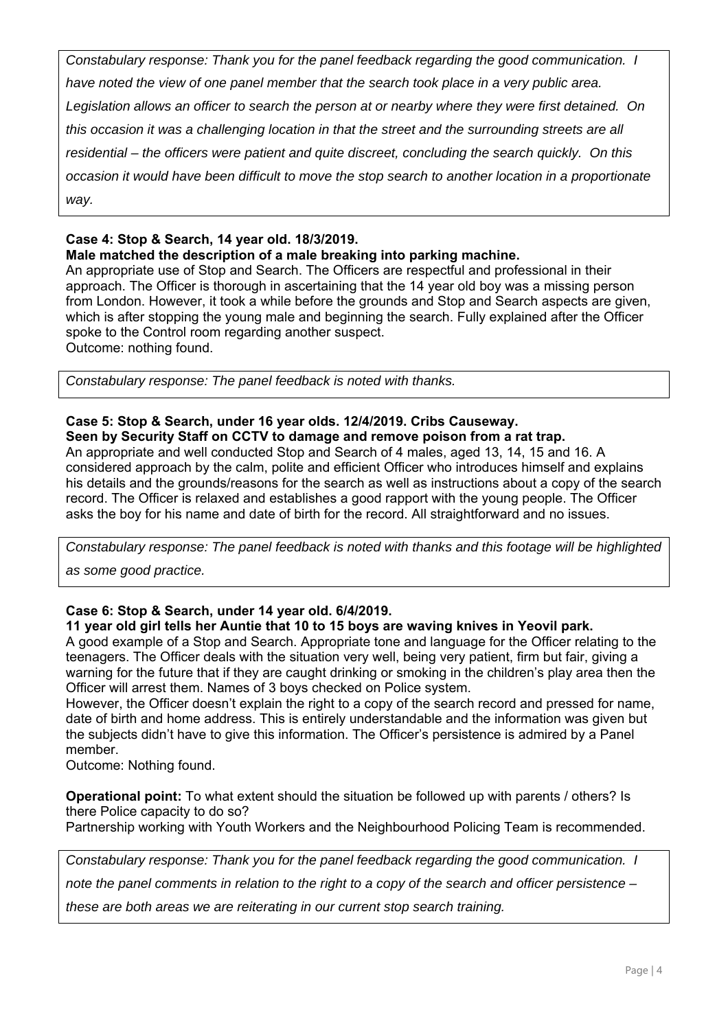*Constabulary response: Thank you for the panel feedback regarding the good communication. I have noted the view of one panel member that the search took place in a very public area. Legislation allows an officer to search the person at or nearby where they were first detained. On this occasion it was a challenging location in that the street and the surrounding streets are all residential – the officers were patient and quite discreet, concluding the search quickly. On this occasion it would have been difficult to move the stop search to another location in a proportionate way.*

**Case 4: Stop & Search, 14 year old. 18/3/2019.**
**Male matched the description of a male breaking into parking machine.**

An appropriate use of Stop and Search. The Officers are respectful and professional in their approach. The Officer is thorough in ascertaining that the 14 year old boy was a missing person from London. However, it took a while before the grounds and Stop and Search aspects are given, which is after stopping the young male and beginning the search. Fully explained after the Officer spoke to the Control room regarding another suspect.
Outcome: nothing found.

*Constabulary response: The panel feedback is noted with thanks.*

**Case 5: Stop & Search, under 16 year olds. 12/4/2019. Cribs Causeway.**
**Seen by Security Staff on CCTV to damage and remove poison from a rat trap.**

An appropriate and well conducted Stop and Search of 4 males, aged 13, 14, 15 and 16. A considered approach by the calm, polite and efficient Officer who introduces himself and explains his details and the grounds/reasons for the search as well as instructions about a copy of the search record. The Officer is relaxed and establishes a good rapport with the young people. The Officer asks the boy for his name and date of birth for the record. All straightforward and no issues.

*Constabulary response: The panel feedback is noted with thanks and this footage will be highlighted as some good practice.*

**Case 6: Stop & Search, under 14 year old. 6/4/2019.**
**11 year old girl tells her Auntie that 10 to 15 boys are waving knives in Yeovil park.**

A good example of a Stop and Search. Appropriate tone and language for the Officer relating to the teenagers. The Officer deals with the situation very well, being very patient, firm but fair, giving a warning for the future that if they are caught drinking or smoking in the children's play area then the Officer will arrest them. Names of 3 boys checked on Police system.

However, the Officer doesn't explain the right to a copy of the search record and pressed for name, date of birth and home address. This is entirely understandable and the information was given but the subjects didn't have to give this information. The Officer's persistence is admired by a Panel member.

Outcome: Nothing found.

**Operational point:** To what extent should the situation be followed up with parents / others? Is there Police capacity to do so?

Partnership working with Youth Workers and the Neighbourhood Policing Team is recommended.

*Constabulary response: Thank you for the panel feedback regarding the good communication. I note the panel comments in relation to the right to a copy of the search and officer persistence – these are both areas we are reiterating in our current stop search training.*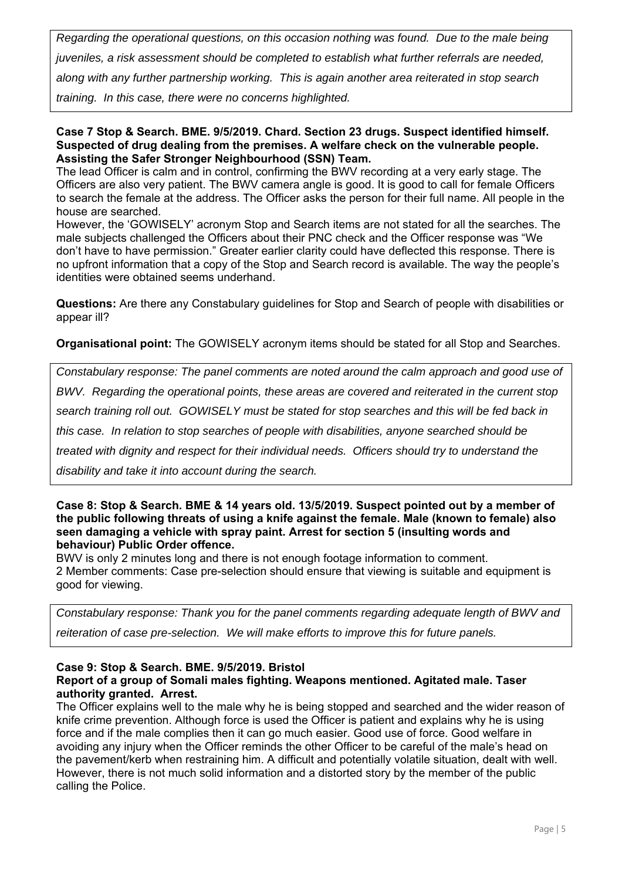*Regarding the operational questions, on this occasion nothing was found. Due to the male being juveniles, a risk assessment should be completed to establish what further referrals are needed, along with any further partnership working. This is again another area reiterated in stop search training. In this case, there were no concerns highlighted.*

**Case 7 Stop & Search. BME. 9/5/2019. Chard. Section 23 drugs. Suspect identified himself. Suspected of drug dealing from the premises. A welfare check on the vulnerable people. Assisting the Safer Stronger Neighbourhood (SSN) Team.**

The lead Officer is calm and in control, confirming the BWV recording at a very early stage. The Officers are also very patient. The BWV camera angle is good. It is good to call for female Officers to search the female at the address. The Officer asks the person for their full name. All people in the house are searched.

However, the 'GOWISELY' acronym Stop and Search items are not stated for all the searches. The male subjects challenged the Officers about their PNC check and the Officer response was "We don't have to have permission." Greater earlier clarity could have deflected this response. There is no upfront information that a copy of the Stop and Search record is available. The way the people's identities were obtained seems underhand.

**Questions:** Are there any Constabulary guidelines for Stop and Search of people with disabilities or appear ill?

**Organisational point:** The GOWISELY acronym items should be stated for all Stop and Searches.

*Constabulary response: The panel comments are noted around the calm approach and good use of BWV. Regarding the operational points, these areas are covered and reiterated in the current stop search training roll out. GOWISELY must be stated for stop searches and this will be fed back in this case. In relation to stop searches of people with disabilities, anyone searched should be treated with dignity and respect for their individual needs. Officers should try to understand the disability and take it into account during the search.*

**Case 8: Stop & Search. BME & 14 years old. 13/5/2019. Suspect pointed out by a member of the public following threats of using a knife against the female. Male (known to female) also seen damaging a vehicle with spray paint. Arrest for section 5 (insulting words and behaviour) Public Order offence.**

BWV is only 2 minutes long and there is not enough footage information to comment.
2 Member comments: Case pre-selection should ensure that viewing is suitable and equipment is good for viewing.

*Constabulary response: Thank you for the panel comments regarding adequate length of BWV and reiteration of case pre-selection. We will make efforts to improve this for future panels.*

**Case 9: Stop & Search. BME. 9/5/2019. Bristol**
**Report of a group of Somali males fighting. Weapons mentioned. Agitated male. Taser authority granted. Arrest.**

The Officer explains well to the male why he is being stopped and searched and the wider reason of knife crime prevention. Although force is used the Officer is patient and explains why he is using force and if the male complies then it can go much easier. Good use of force. Good welfare in avoiding any injury when the Officer reminds the other Officer to be careful of the male's head on the pavement/kerb when restraining him. A difficult and potentially volatile situation, dealt with well. However, there is not much solid information and a distorted story by the member of the public calling the Police.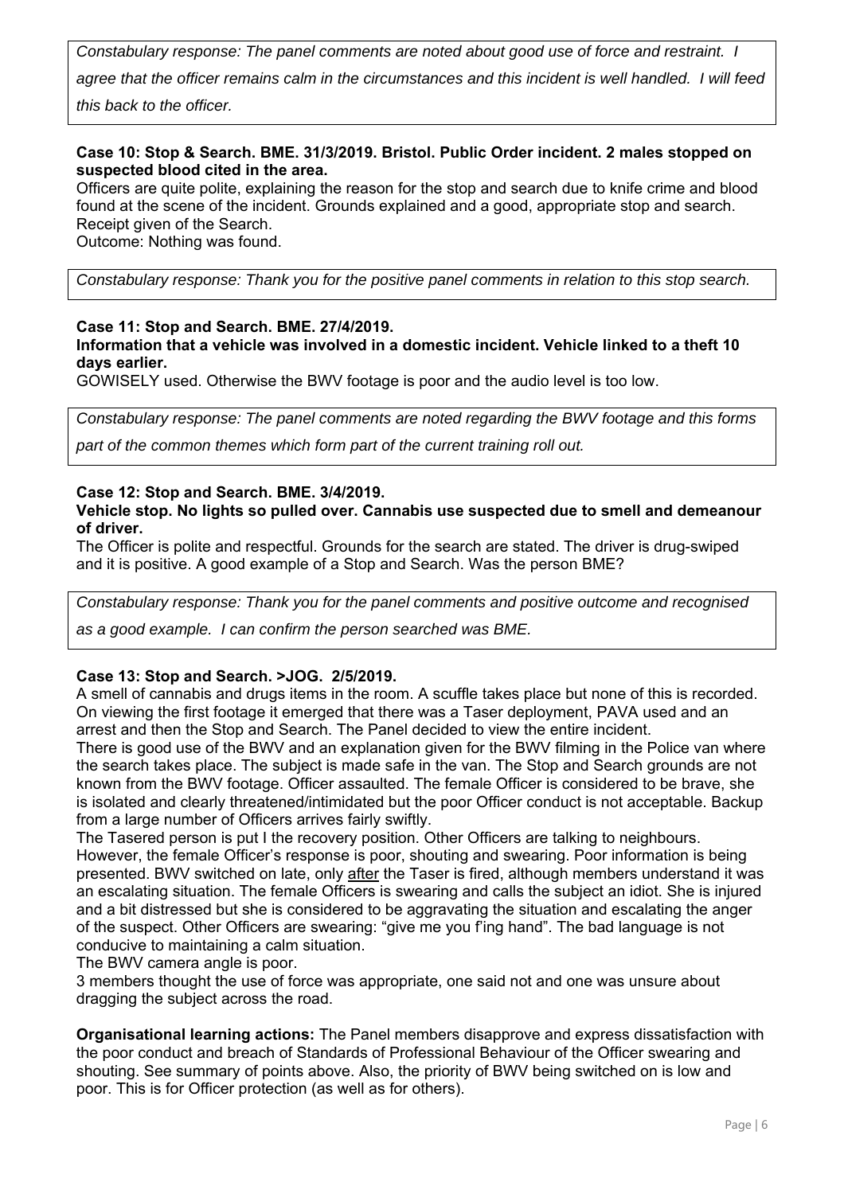*Constabulary response: The panel comments are noted about good use of force and restraint. I agree that the officer remains calm in the circumstances and this incident is well handled. I will feed this back to the officer.*

**Case 10: Stop & Search. BME. 31/3/2019. Bristol. Public Order incident. 2 males stopped on suspected blood cited in the area.**

Officers are quite polite, explaining the reason for the stop and search due to knife crime and blood found at the scene of the incident. Grounds explained and a good, appropriate stop and search. Receipt given of the Search.
Outcome: Nothing was found.

*Constabulary response: Thank you for the positive panel comments in relation to this stop search.*

**Case 11: Stop and Search. BME. 27/4/2019.**
**Information that a vehicle was involved in a domestic incident. Vehicle linked to a theft 10 days earlier.**

GOWISELY used. Otherwise the BWV footage is poor and the audio level is too low.

*Constabulary response: The panel comments are noted regarding the BWV footage and this forms part of the common themes which form part of the current training roll out.*

**Case 12: Stop and Search. BME. 3/4/2019.**
**Vehicle stop. No lights so pulled over. Cannabis use suspected due to smell and demeanour of driver.**

The Officer is polite and respectful. Grounds for the search are stated. The driver is drug-swiped and it is positive. A good example of a Stop and Search. Was the person BME?

*Constabulary response: Thank you for the panel comments and positive outcome and recognised as a good example. I can confirm the person searched was BME.*

**Case 13: Stop and Search. >JOG. 2/5/2019.**

A smell of cannabis and drugs items in the room. A scuffle takes place but none of this is recorded. On viewing the first footage it emerged that there was a Taser deployment, PAVA used and an arrest and then the Stop and Search. The Panel decided to view the entire incident.

There is good use of the BWV and an explanation given for the BWV filming in the Police van where the search takes place. The subject is made safe in the van. The Stop and Search grounds are not known from the BWV footage. Officer assaulted. The female Officer is considered to be brave, she is isolated and clearly threatened/intimidated but the poor Officer conduct is not acceptable. Backup from a large number of Officers arrives fairly swiftly.

The Tasered person is put I the recovery position. Other Officers are talking to neighbours. However, the female Officer's response is poor, shouting and swearing. Poor information is being presented. BWV switched on late, only after the Taser is fired, although members understand it was an escalating situation. The female Officers is swearing and calls the subject an idiot. She is injured and a bit distressed but she is considered to be aggravating the situation and escalating the anger of the suspect. Other Officers are swearing: "give me you f'ing hand". The bad language is not conducive to maintaining a calm situation.

The BWV camera angle is poor.

3 members thought the use of force was appropriate, one said not and one was unsure about dragging the subject across the road.

**Organisational learning actions:** The Panel members disapprove and express dissatisfaction with the poor conduct and breach of Standards of Professional Behaviour of the Officer swearing and shouting. See summary of points above. Also, the priority of BWV being switched on is low and poor. This is for Officer protection (as well as for others).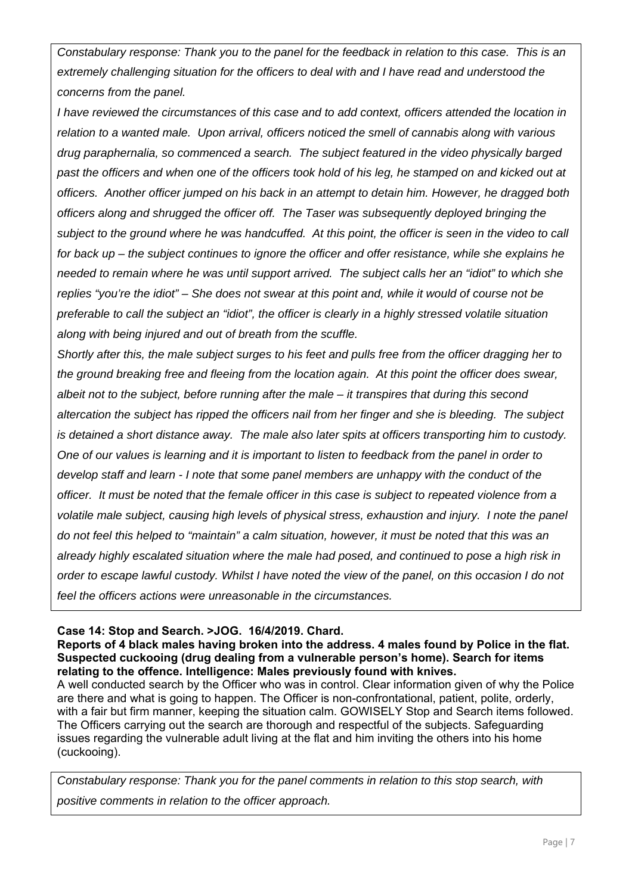*Constabulary response: Thank you to the panel for the feedback in relation to this case. This is an extremely challenging situation for the officers to deal with and I have read and understood the concerns from the panel.*

*I have reviewed the circumstances of this case and to add context, officers attended the location in relation to a wanted male. Upon arrival, officers noticed the smell of cannabis along with various drug paraphernalia, so commenced a search. The subject featured in the video physically barged past the officers and when one of the officers took hold of his leg, he stamped on and kicked out at officers. Another officer jumped on his back in an attempt to detain him. However, he dragged both officers along and shrugged the officer off. The Taser was subsequently deployed bringing the subject to the ground where he was handcuffed. At this point, the officer is seen in the video to call for back up – the subject continues to ignore the officer and offer resistance, while she explains he needed to remain where he was until support arrived. The subject calls her an "idiot" to which she replies "you're the idiot" – She does not swear at this point and, while it would of course not be preferable to call the subject an "idiot", the officer is clearly in a highly stressed volatile situation along with being injured and out of breath from the scuffle.*

*Shortly after this, the male subject surges to his feet and pulls free from the officer dragging her to the ground breaking free and fleeing from the location again. At this point the officer does swear, albeit not to the subject, before running after the male – it transpires that during this second altercation the subject has ripped the officers nail from her finger and she is bleeding. The subject is detained a short distance away. The male also later spits at officers transporting him to custody. One of our values is learning and it is important to listen to feedback from the panel in order to develop staff and learn - I note that some panel members are unhappy with the conduct of the officer. It must be noted that the female officer in this case is subject to repeated violence from a volatile male subject, causing high levels of physical stress, exhaustion and injury. I note the panel do not feel this helped to "maintain" a calm situation, however, it must be noted that this was an already highly escalated situation where the male had posed, and continued to pose a high risk in order to escape lawful custody. Whilst I have noted the view of the panel, on this occasion I do not feel the officers actions were unreasonable in the circumstances.*

**Case 14: Stop and Search. >JOG. 16/4/2019. Chard.**

**Reports of 4 black males having broken into the address. 4 males found by Police in the flat. Suspected cuckooing (drug dealing from a vulnerable person's home). Search for items relating to the offence. Intelligence: Males previously found with knives.**

A well conducted search by the Officer who was in control. Clear information given of why the Police are there and what is going to happen. The Officer is non-confrontational, patient, polite, orderly, with a fair but firm manner, keeping the situation calm. GOWISELY Stop and Search items followed. The Officers carrying out the search are thorough and respectful of the subjects. Safeguarding issues regarding the vulnerable adult living at the flat and him inviting the others into his home (cuckooing).

*Constabulary response: Thank you for the panel comments in relation to this stop search, with positive comments in relation to the officer approach.*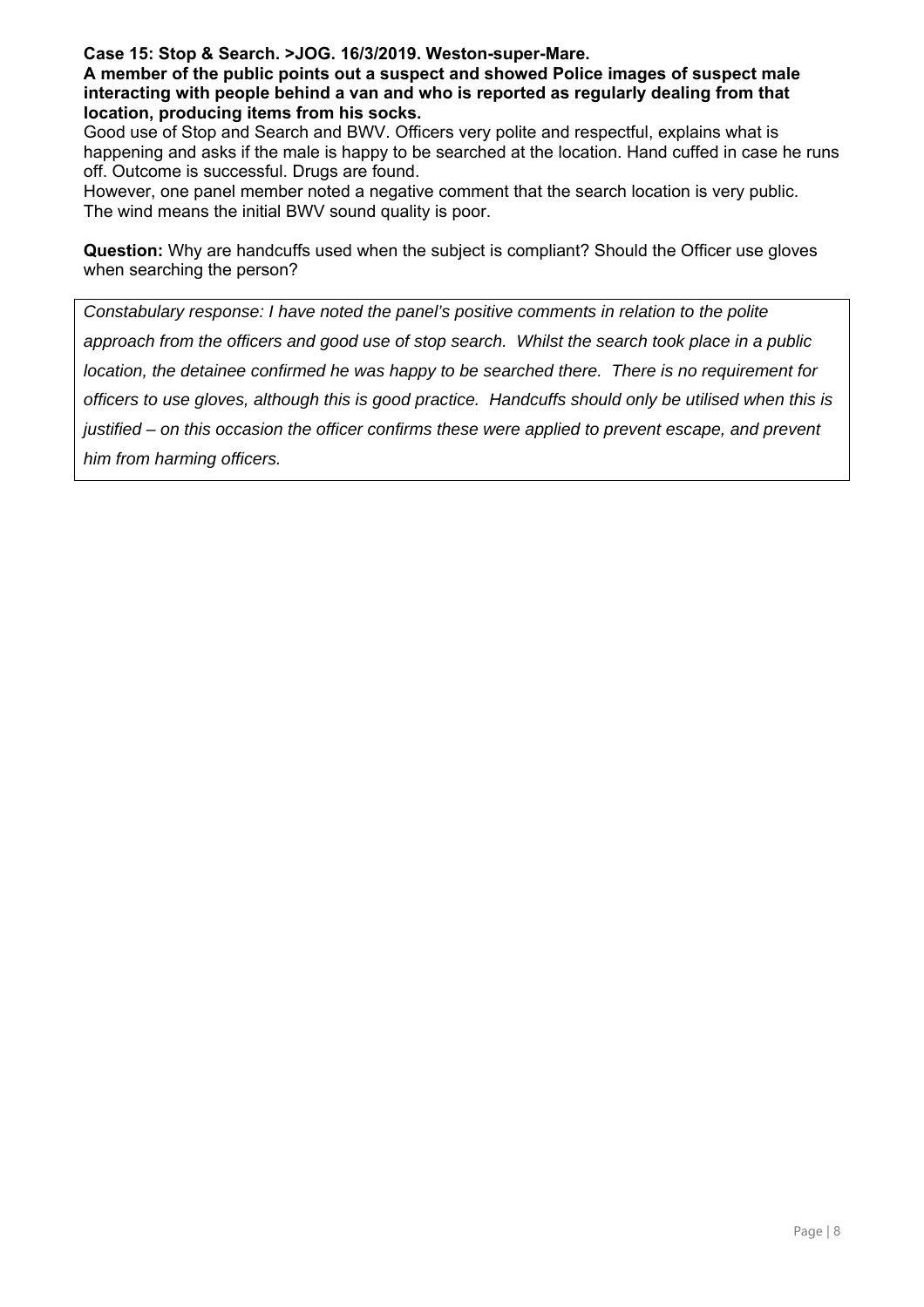**Case 15: Stop & Search. >JOG. 16/3/2019. Weston-super-Mare.**
**A member of the public points out a suspect and showed Police images of suspect male interacting with people behind a van and who is reported as regularly dealing from that location, producing items from his socks.**

Good use of Stop and Search and BWV. Officers very polite and respectful, explains what is happening and asks if the male is happy to be searched at the location. Hand cuffed in case he runs off. Outcome is successful. Drugs are found.
However, one panel member noted a negative comment that the search location is very public.
The wind means the initial BWV sound quality is poor.

**Question:** Why are handcuffs used when the subject is compliant? Should the Officer use gloves when searching the person?

*Constabulary response: I have noted the panel's positive comments in relation to the polite approach from the officers and good use of stop search. Whilst the search took place in a public location, the detainee confirmed he was happy to be searched there. There is no requirement for officers to use gloves, although this is good practice. Handcuffs should only be utilised when this is justified – on this occasion the officer confirms these were applied to prevent escape, and prevent him from harming officers.*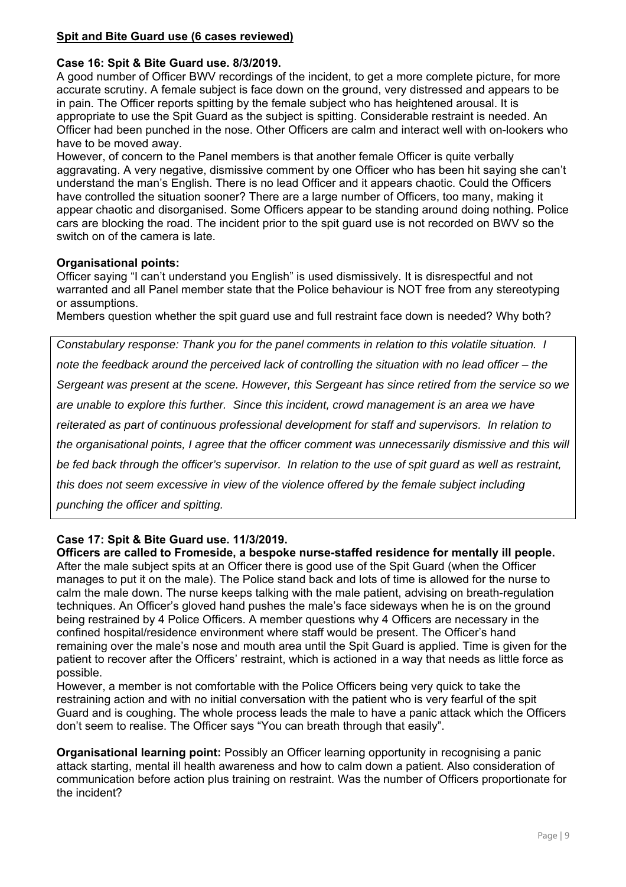## Spit and Bite Guard use (6 cases reviewed)

**Case 16: Spit & Bite Guard use. 8/3/2019.**

A good number of Officer BWV recordings of the incident, to get a more complete picture, for more accurate scrutiny. A female subject is face down on the ground, very distressed and appears to be in pain. The Officer reports spitting by the female subject who has heightened arousal. It is appropriate to use the Spit Guard as the subject is spitting. Considerable restraint is needed. An Officer had been punched in the nose. Other Officers are calm and interact well with on-lookers who have to be moved away.

However, of concern to the Panel members is that another female Officer is quite verbally aggravating. A very negative, dismissive comment by one Officer who has been hit saying she can't understand the man's English. There is no lead Officer and it appears chaotic. Could the Officers have controlled the situation sooner? There are a large number of Officers, too many, making it appear chaotic and disorganised. Some Officers appear to be standing around doing nothing. Police cars are blocking the road. The incident prior to the spit guard use is not recorded on BWV so the switch on of the camera is late.

**Organisational points:**

Officer saying "I can't understand you English" is used dismissively. It is disrespectful and not warranted and all Panel member state that the Police behaviour is NOT free from any stereotyping or assumptions.

Members question whether the spit guard use and full restraint face down is needed? Why both?

*Constabulary response: Thank you for the panel comments in relation to this volatile situation. I note the feedback around the perceived lack of controlling the situation with no lead officer – the Sergeant was present at the scene. However, this Sergeant has since retired from the service so we are unable to explore this further. Since this incident, crowd management is an area we have reiterated as part of continuous professional development for staff and supervisors. In relation to the organisational points, I agree that the officer comment was unnecessarily dismissive and this will be fed back through the officer's supervisor. In relation to the use of spit guard as well as restraint, this does not seem excessive in view of the violence offered by the female subject including punching the officer and spitting.*

**Case 17: Spit & Bite Guard use. 11/3/2019.**

**Officers are called to Fromeside, a bespoke nurse-staffed residence for mentally ill people.** After the male subject spits at an Officer there is good use of the Spit Guard (when the Officer manages to put it on the male). The Police stand back and lots of time is allowed for the nurse to calm the male down. The nurse keeps talking with the male patient, advising on breath-regulation techniques. An Officer's gloved hand pushes the male's face sideways when he is on the ground being restrained by 4 Police Officers. A member questions why 4 Officers are necessary in the confined hospital/residence environment where staff would be present. The Officer's hand remaining over the male's nose and mouth area until the Spit Guard is applied. Time is given for the patient to recover after the Officers' restraint, which is actioned in a way that needs as little force as possible.

However, a member is not comfortable with the Police Officers being very quick to take the restraining action and with no initial conversation with the patient who is very fearful of the spit Guard and is coughing. The whole process leads the male to have a panic attack which the Officers don't seem to realise. The Officer says "You can breath through that easily".

**Organisational learning point:** Possibly an Officer learning opportunity in recognising a panic attack starting, mental ill health awareness and how to calm down a patient. Also consideration of communication before action plus training on restraint. Was the number of Officers proportionate for the incident?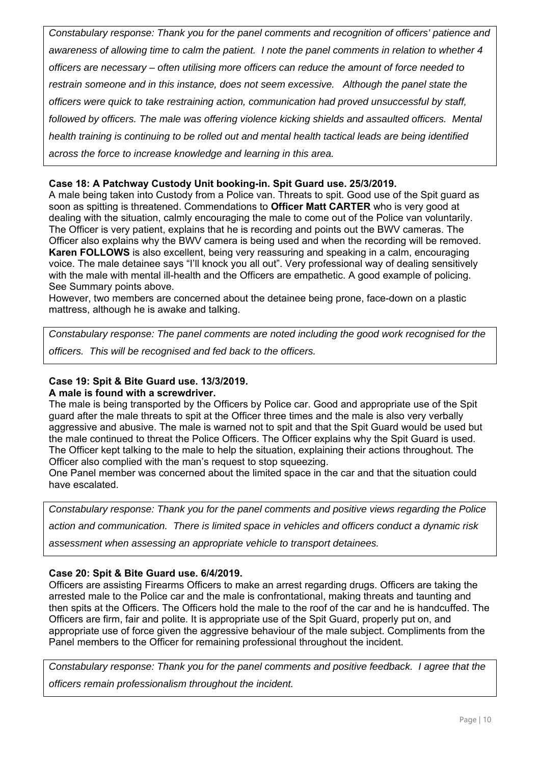*Constabulary response: Thank you for the panel comments and recognition of officers' patience and awareness of allowing time to calm the patient. I note the panel comments in relation to whether 4 officers are necessary – often utilising more officers can reduce the amount of force needed to restrain someone and in this instance, does not seem excessive. Although the panel state the officers were quick to take restraining action, communication had proved unsuccessful by staff, followed by officers. The male was offering violence kicking shields and assaulted officers. Mental health training is continuing to be rolled out and mental health tactical leads are being identified across the force to increase knowledge and learning in this area.*

**Case 18: A Patchway Custody Unit booking-in. Spit Guard use. 25/3/2019.**

A male being taken into Custody from a Police van. Threats to spit. Good use of the Spit guard as soon as spitting is threatened. Commendations to **Officer Matt CARTER** who is very good at dealing with the situation, calmly encouraging the male to come out of the Police van voluntarily. The Officer is very patient, explains that he is recording and points out the BWV cameras. The Officer also explains why the BWV camera is being used and when the recording will be removed. **Karen FOLLOWS** is also excellent, being very reassuring and speaking in a calm, encouraging voice. The male detainee says "I'll knock you all out". Very professional way of dealing sensitively with the male with mental ill-health and the Officers are empathetic. A good example of policing. See Summary points above.

However, two members are concerned about the detainee being prone, face-down on a plastic mattress, although he is awake and talking.

*Constabulary response: The panel comments are noted including the good work recognised for the officers. This will be recognised and fed back to the officers.*

**Case 19: Spit & Bite Guard use. 13/3/2019.**
**A male is found with a screwdriver.**

The male is being transported by the Officers by Police car. Good and appropriate use of the Spit guard after the male threats to spit at the Officer three times and the male is also very verbally aggressive and abusive. The male is warned not to spit and that the Spit Guard would be used but the male continued to threat the Police Officers. The Officer explains why the Spit Guard is used. The Officer kept talking to the male to help the situation, explaining their actions throughout. The Officer also complied with the man's request to stop squeezing.

One Panel member was concerned about the limited space in the car and that the situation could have escalated.

*Constabulary response: Thank you for the panel comments and positive views regarding the Police action and communication. There is limited space in vehicles and officers conduct a dynamic risk assessment when assessing an appropriate vehicle to transport detainees.*

**Case 20: Spit & Bite Guard use. 6/4/2019.**

Officers are assisting Firearms Officers to make an arrest regarding drugs. Officers are taking the arrested male to the Police car and the male is confrontational, making threats and taunting and then spits at the Officers. The Officers hold the male to the roof of the car and he is handcuffed. The Officers are firm, fair and polite. It is appropriate use of the Spit Guard, properly put on, and appropriate use of force given the aggressive behaviour of the male subject. Compliments from the Panel members to the Officer for remaining professional throughout the incident.

*Constabulary response: Thank you for the panel comments and positive feedback. I agree that the officers remain professionalism throughout the incident.*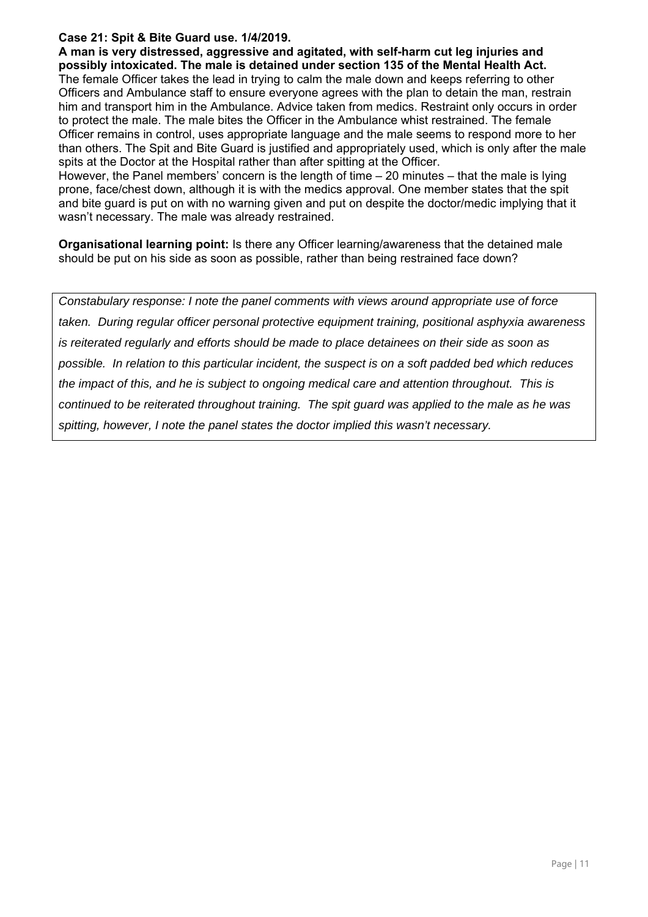**Case 21: Spit & Bite Guard use. 1/4/2019.**

**A man is very distressed, aggressive and agitated, with self-harm cut leg injuries and possibly intoxicated. The male is detained under section 135 of the Mental Health Act.**

The female Officer takes the lead in trying to calm the male down and keeps referring to other Officers and Ambulance staff to ensure everyone agrees with the plan to detain the man, restrain him and transport him in the Ambulance. Advice taken from medics. Restraint only occurs in order to protect the male. The male bites the Officer in the Ambulance whist restrained. The female Officer remains in control, uses appropriate language and the male seems to respond more to her than others. The Spit and Bite Guard is justified and appropriately used, which is only after the male spits at the Doctor at the Hospital rather than after spitting at the Officer.

However, the Panel members' concern is the length of time – 20 minutes – that the male is lying prone, face/chest down, although it is with the medics approval. One member states that the spit and bite guard is put on with no warning given and put on despite the doctor/medic implying that it wasn't necessary. The male was already restrained.

**Organisational learning point:** Is there any Officer learning/awareness that the detained male should be put on his side as soon as possible, rather than being restrained face down?

*Constabulary response: I note the panel comments with views around appropriate use of force taken. During regular officer personal protective equipment training, positional asphyxia awareness is reiterated regularly and efforts should be made to place detainees on their side as soon as possible. In relation to this particular incident, the suspect is on a soft padded bed which reduces the impact of this, and he is subject to ongoing medical care and attention throughout. This is continued to be reiterated throughout training. The spit guard was applied to the male as he was spitting, however, I note the panel states the doctor implied this wasn't necessary.*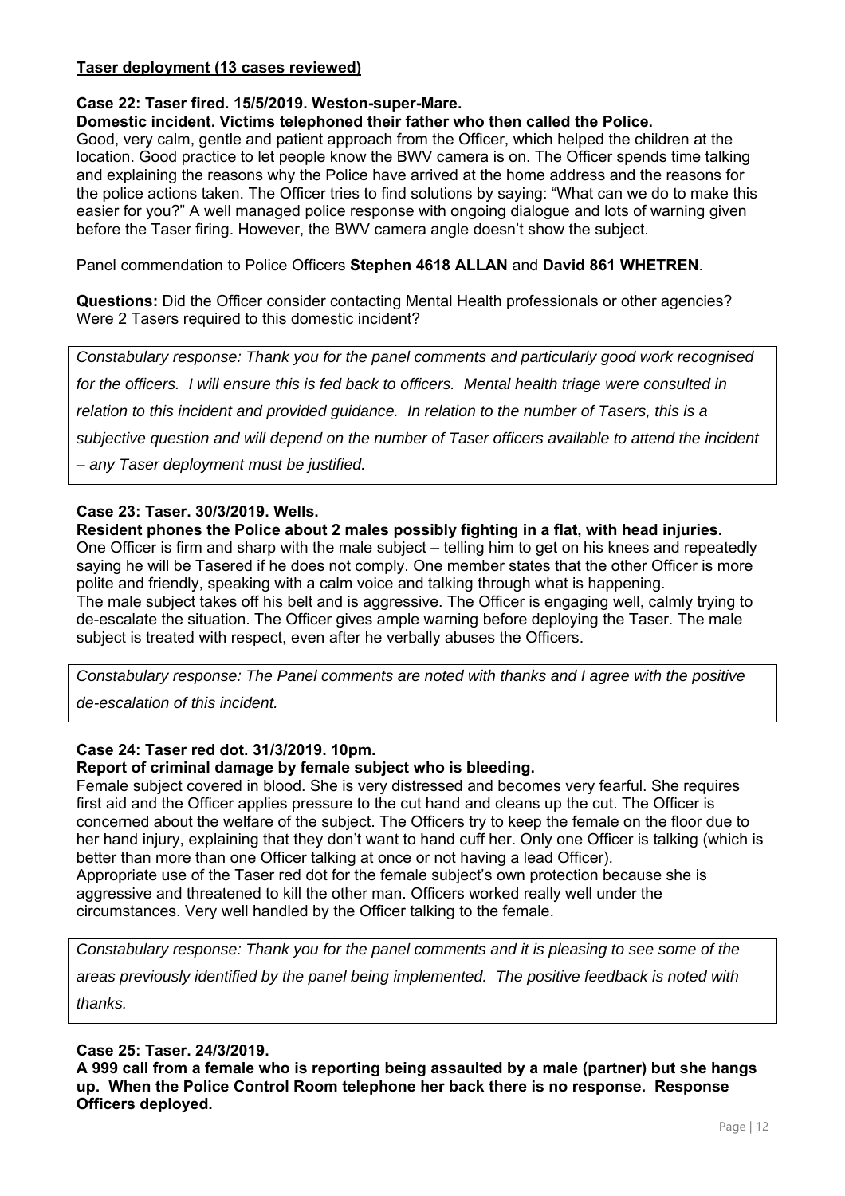**Taser deployment (13 cases reviewed)**

**Case 22: Taser fired. 15/5/2019. Weston-super-Mare.**
**Domestic incident. Victims telephoned their father who then called the Police.**
Good, very calm, gentle and patient approach from the Officer, which helped the children at the location. Good practice to let people know the BWV camera is on. The Officer spends time talking and explaining the reasons why the Police have arrived at the home address and the reasons for the police actions taken. The Officer tries to find solutions by saying: "What can we do to make this easier for you?" A well managed police response with ongoing dialogue and lots of warning given before the Taser firing. However, the BWV camera angle doesn't show the subject.

Panel commendation to Police Officers **Stephen 4618 ALLAN** and **David 861 WHETREN**.

**Questions:** Did the Officer consider contacting Mental Health professionals or other agencies? Were 2 Tasers required to this domestic incident?

*Constabulary response: Thank you for the panel comments and particularly good work recognised for the officers. I will ensure this is fed back to officers. Mental health triage were consulted in relation to this incident and provided guidance. In relation to the number of Tasers, this is a subjective question and will depend on the number of Taser officers available to attend the incident – any Taser deployment must be justified.*

**Case 23: Taser. 30/3/2019. Wells.**
**Resident phones the Police about 2 males possibly fighting in a flat, with head injuries.**
One Officer is firm and sharp with the male subject – telling him to get on his knees and repeatedly saying he will be Tasered if he does not comply. One member states that the other Officer is more polite and friendly, speaking with a calm voice and talking through what is happening.
The male subject takes off his belt and is aggressive. The Officer is engaging well, calmly trying to de-escalate the situation. The Officer gives ample warning before deploying the Taser. The male subject is treated with respect, even after he verbally abuses the Officers.

*Constabulary response: The Panel comments are noted with thanks and I agree with the positive de-escalation of this incident.*

**Case 24: Taser red dot. 31/3/2019. 10pm.**
**Report of criminal damage by female subject who is bleeding.**
Female subject covered in blood. She is very distressed and becomes very fearful. She requires first aid and the Officer applies pressure to the cut hand and cleans up the cut. The Officer is concerned about the welfare of the subject. The Officers try to keep the female on the floor due to her hand injury, explaining that they don't want to hand cuff her. Only one Officer is talking (which is better than more than one Officer talking at once or not having a lead Officer).
Appropriate use of the Taser red dot for the female subject's own protection because she is aggressive and threatened to kill the other man. Officers worked really well under the circumstances. Very well handled by the Officer talking to the female.

*Constabulary response: Thank you for the panel comments and it is pleasing to see some of the areas previously identified by the panel being implemented. The positive feedback is noted with thanks.*

**Case 25: Taser. 24/3/2019.**
**A 999 call from a female who is reporting being assaulted by a male (partner) but she hangs up. When the Police Control Room telephone her back there is no response. Response Officers deployed.**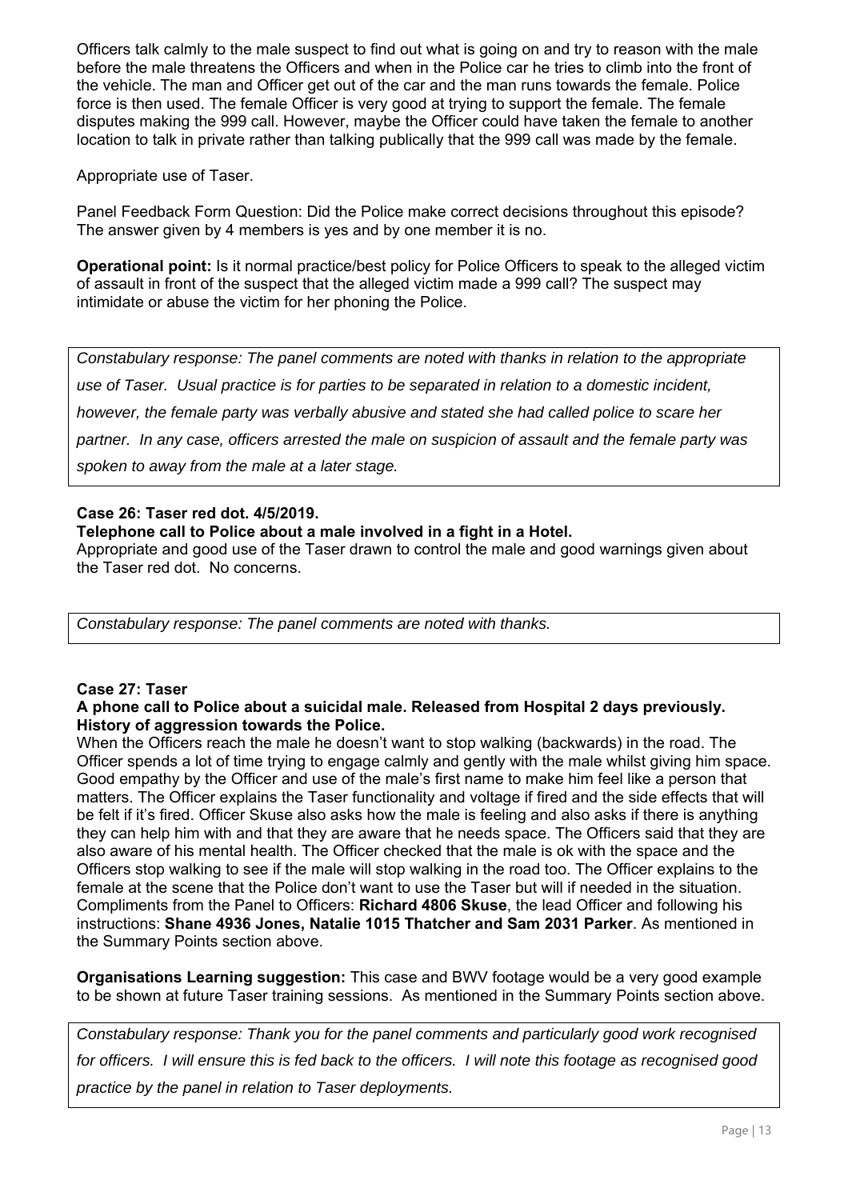Officers talk calmly to the male suspect to find out what is going on and try to reason with the male before the male threatens the Officers and when in the Police car he tries to climb into the front of the vehicle. The man and Officer get out of the car and the man runs towards the female. Police force is then used. The female Officer is very good at trying to support the female. The female disputes making the 999 call. However, maybe the Officer could have taken the female to another location to talk in private rather than talking publically that the 999 call was made by the female.

Appropriate use of Taser.

Panel Feedback Form Question: Did the Police make correct decisions throughout this episode? The answer given by 4 members is yes and by one member it is no.

**Operational point:** Is it normal practice/best policy for Police Officers to speak to the alleged victim of assault in front of the suspect that the alleged victim made a 999 call? The suspect may intimidate or abuse the victim for her phoning the Police.

*Constabulary response: The panel comments are noted with thanks in relation to the appropriate use of Taser. Usual practice is for parties to be separated in relation to a domestic incident, however, the female party was verbally abusive and stated she had called police to scare her partner. In any case, officers arrested the male on suspicion of assault and the female party was spoken to away from the male at a later stage.*

**Case 26: Taser red dot. 4/5/2019.**

**Telephone call to Police about a male involved in a fight in a Hotel.**

Appropriate and good use of the Taser drawn to control the male and good warnings given about the Taser red dot. No concerns.

*Constabulary response: The panel comments are noted with thanks.*

**Case 27: Taser**

**A phone call to Police about a suicidal male. Released from Hospital 2 days previously. History of aggression towards the Police.**

When the Officers reach the male he doesn't want to stop walking (backwards) in the road. The Officer spends a lot of time trying to engage calmly and gently with the male whilst giving him space. Good empathy by the Officer and use of the male's first name to make him feel like a person that matters. The Officer explains the Taser functionality and voltage if fired and the side effects that will be felt if it's fired. Officer Skuse also asks how the male is feeling and also asks if there is anything they can help him with and that they are aware that he needs space. The Officers said that they are also aware of his mental health. The Officer checked that the male is ok with the space and the Officers stop walking to see if the male will stop walking in the road too. The Officer explains to the female at the scene that the Police don't want to use the Taser but will if needed in the situation. Compliments from the Panel to Officers: **Richard 4806 Skuse**, the lead Officer and following his instructions: **Shane 4936 Jones, Natalie 1015 Thatcher and Sam 2031 Parker**. As mentioned in the Summary Points section above.

**Organisations Learning suggestion:** This case and BWV footage would be a very good example to be shown at future Taser training sessions. As mentioned in the Summary Points section above.

*Constabulary response: Thank you for the panel comments and particularly good work recognised for officers. I will ensure this is fed back to the officers. I will note this footage as recognised good practice by the panel in relation to Taser deployments.*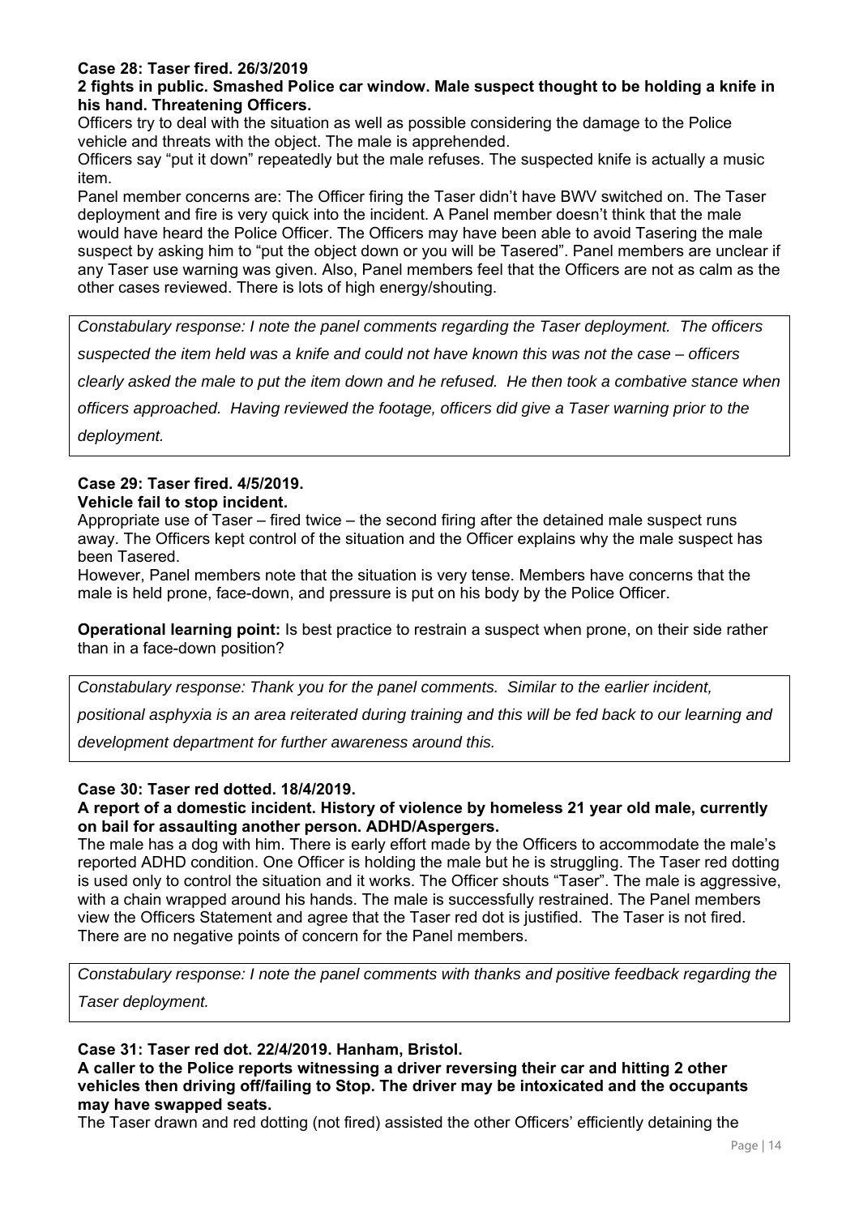**Case 28: Taser fired. 26/3/2019**
**2 fights in public. Smashed Police car window. Male suspect thought to be holding a knife in his hand. Threatening Officers.**

Officers try to deal with the situation as well as possible considering the damage to the Police vehicle and threats with the object. The male is apprehended.

Officers say "put it down" repeatedly but the male refuses. The suspected knife is actually a music item.

Panel member concerns are: The Officer firing the Taser didn't have BWV switched on. The Taser deployment and fire is very quick into the incident. A Panel member doesn't think that the male would have heard the Police Officer. The Officers may have been able to avoid Tasering the male suspect by asking him to "put the object down or you will be Tasered". Panel members are unclear if any Taser use warning was given. Also, Panel members feel that the Officers are not as calm as the other cases reviewed. There is lots of high energy/shouting.

*Constabulary response: I note the panel comments regarding the Taser deployment. The officers suspected the item held was a knife and could not have known this was not the case – officers clearly asked the male to put the item down and he refused. He then took a combative stance when officers approached. Having reviewed the footage, officers did give a Taser warning prior to the deployment.*

**Case 29: Taser fired. 4/5/2019.**
**Vehicle fail to stop incident.**

Appropriate use of Taser – fired twice – the second firing after the detained male suspect runs away. The Officers kept control of the situation and the Officer explains why the male suspect has been Tasered.

However, Panel members note that the situation is very tense. Members have concerns that the male is held prone, face-down, and pressure is put on his body by the Police Officer.

**Operational learning point:** Is best practice to restrain a suspect when prone, on their side rather than in a face-down position?

*Constabulary response: Thank you for the panel comments. Similar to the earlier incident, positional asphyxia is an area reiterated during training and this will be fed back to our learning and development department for further awareness around this.*

**Case 30: Taser red dotted. 18/4/2019.**
**A report of a domestic incident. History of violence by homeless 21 year old male, currently on bail for assaulting another person. ADHD/Aspergers.**

The male has a dog with him. There is early effort made by the Officers to accommodate the male's reported ADHD condition. One Officer is holding the male but he is struggling. The Taser red dotting is used only to control the situation and it works. The Officer shouts "Taser". The male is aggressive, with a chain wrapped around his hands. The male is successfully restrained. The Panel members view the Officers Statement and agree that the Taser red dot is justified. The Taser is not fired. There are no negative points of concern for the Panel members.

*Constabulary response: I note the panel comments with thanks and positive feedback regarding the Taser deployment.*

**Case 31: Taser red dot. 22/4/2019. Hanham, Bristol.**
**A caller to the Police reports witnessing a driver reversing their car and hitting 2 other vehicles then driving off/failing to Stop. The driver may be intoxicated and the occupants may have swapped seats.**

The Taser drawn and red dotting (not fired) assisted the other Officers' efficiently detaining the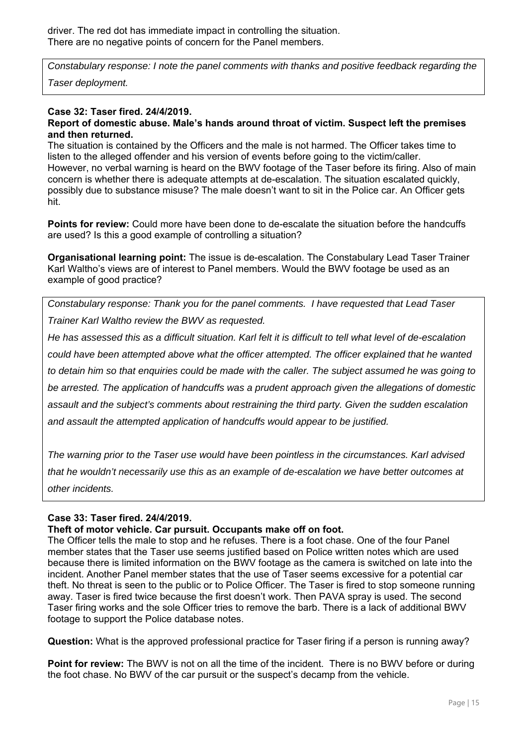driver. The red dot has immediate impact in controlling the situation.
There are no negative points of concern for the Panel members.

*Constabulary response: I note the panel comments with thanks and positive feedback regarding the Taser deployment.*

**Case 32: Taser fired. 24/4/2019.**

**Report of domestic abuse. Male's hands around throat of victim. Suspect left the premises and then returned.**

The situation is contained by the Officers and the male is not harmed. The Officer takes time to listen to the alleged offender and his version of events before going to the victim/caller. However, no verbal warning is heard on the BWV footage of the Taser before its firing. Also of main concern is whether there is adequate attempts at de-escalation. The situation escalated quickly, possibly due to substance misuse? The male doesn't want to sit in the Police car. An Officer gets hit.

**Points for review:** Could more have been done to de-escalate the situation before the handcuffs are used? Is this a good example of controlling a situation?

**Organisational learning point:** The issue is de-escalation. The Constabulary Lead Taser Trainer Karl Waltho's views are of interest to Panel members. Would the BWV footage be used as an example of good practice?

*Constabulary response: Thank you for the panel comments. I have requested that Lead Taser Trainer Karl Waltho review the BWV as requested.*

*He has assessed this as a difficult situation. Karl felt it is difficult to tell what level of de-escalation could have been attempted above what the officer attempted. The officer explained that he wanted to detain him so that enquiries could be made with the caller. The subject assumed he was going to be arrested. The application of handcuffs was a prudent approach given the allegations of domestic assault and the subject's comments about restraining the third party. Given the sudden escalation and assault the attempted application of handcuffs would appear to be justified.*

*The warning prior to the Taser use would have been pointless in the circumstances. Karl advised that he wouldn't necessarily use this as an example of de-escalation we have better outcomes at other incidents.*

**Case 33: Taser fired. 24/4/2019.**

**Theft of motor vehicle. Car pursuit. Occupants make off on foot.**

The Officer tells the male to stop and he refuses. There is a foot chase. One of the four Panel member states that the Taser use seems justified based on Police written notes which are used because there is limited information on the BWV footage as the camera is switched on late into the incident. Another Panel member states that the use of Taser seems excessive for a potential car theft. No threat is seen to the public or to Police Officer. The Taser is fired to stop someone running away. Taser is fired twice because the first doesn't work. Then PAVA spray is used. The second Taser firing works and the sole Officer tries to remove the barb. There is a lack of additional BWV footage to support the Police database notes.

**Question:** What is the approved professional practice for Taser firing if a person is running away?

**Point for review:** The BWV is not on all the time of the incident. There is no BWV before or during the foot chase. No BWV of the car pursuit or the suspect's decamp from the vehicle.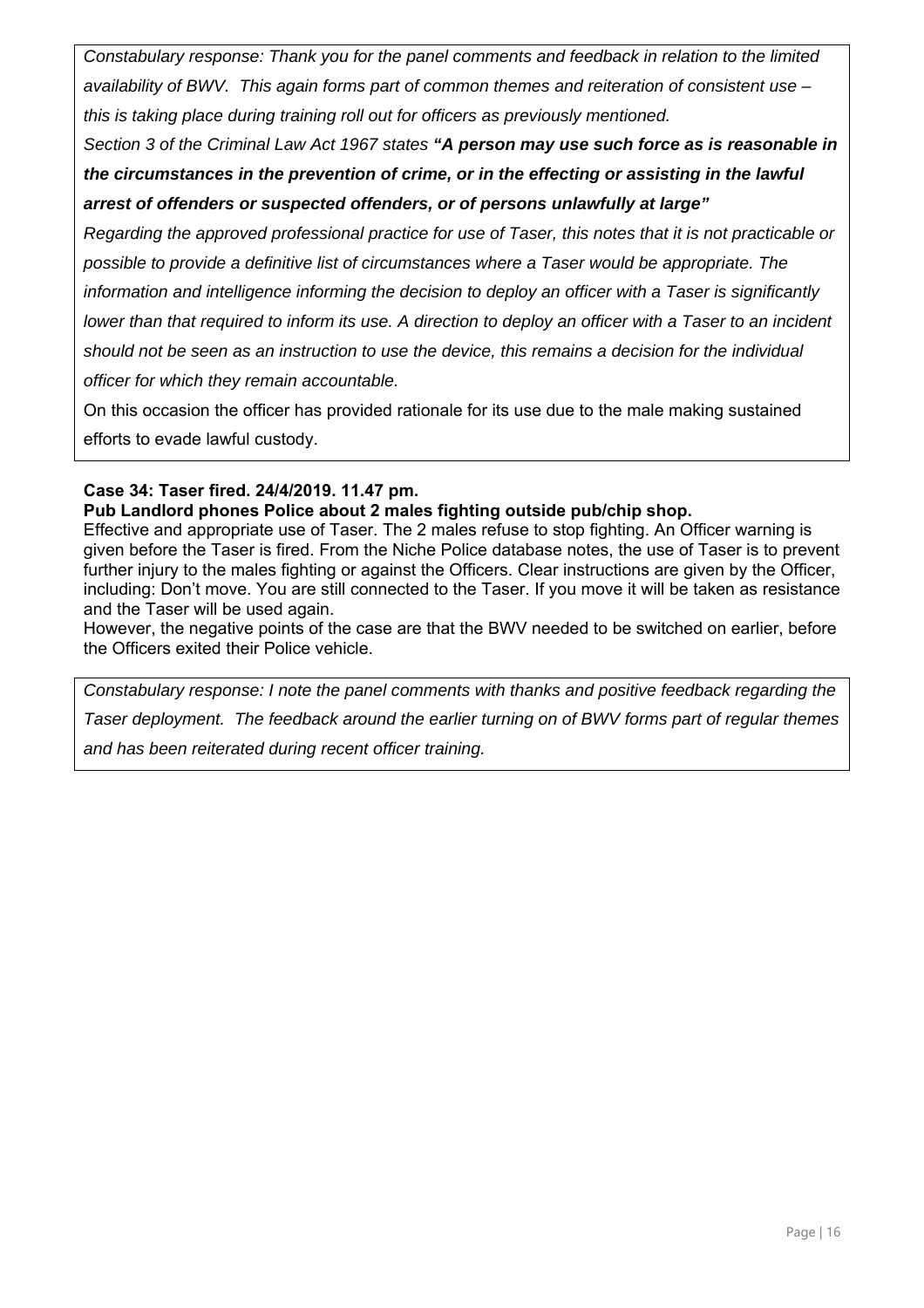*Constabulary response: Thank you for the panel comments and feedback in relation to the limited availability of BWV. This again forms part of common themes and reiteration of consistent use – this is taking place during training roll out for officers as previously mentioned.*

*Section 3 of the Criminal Law Act 1967 states* ***"A person may use such force as is reasonable in the circumstances in the prevention of crime, or in the effecting or assisting in the lawful arrest of offenders or suspected offenders, or of persons unlawfully at large"***

*Regarding the approved professional practice for use of Taser, this notes that it is not practicable or possible to provide a definitive list of circumstances where a Taser would be appropriate. The information and intelligence informing the decision to deploy an officer with a Taser is significantly lower than that required to inform its use. A direction to deploy an officer with a Taser to an incident should not be seen as an instruction to use the device, this remains a decision for the individual officer for which they remain accountable.*

On this occasion the officer has provided rationale for its use due to the male making sustained efforts to evade lawful custody.

**Case 34: Taser fired. 24/4/2019. 11.47 pm.**
**Pub Landlord phones Police about 2 males fighting outside pub/chip shop.**

Effective and appropriate use of Taser. The 2 males refuse to stop fighting. An Officer warning is given before the Taser is fired. From the Niche Police database notes, the use of Taser is to prevent further injury to the males fighting or against the Officers. Clear instructions are given by the Officer, including: Don't move. You are still connected to the Taser. If you move it will be taken as resistance and the Taser will be used again.

However, the negative points of the case are that the BWV needed to be switched on earlier, before the Officers exited their Police vehicle.

*Constabulary response: I note the panel comments with thanks and positive feedback regarding the Taser deployment. The feedback around the earlier turning on of BWV forms part of regular themes and has been reiterated during recent officer training.*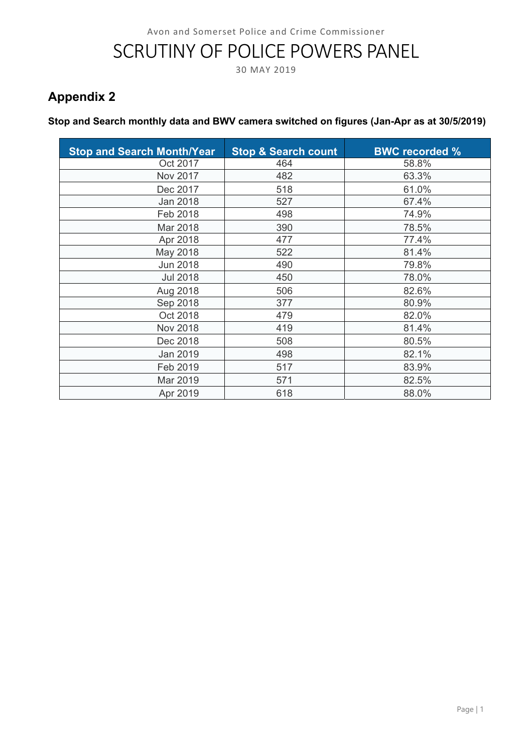Avon and Somerset Police and Crime Commissioner

# SCRUTINY OF POLICE POWERS PANEL

30 MAY 2019

## Appendix 2

**Stop and Search monthly data and BWV camera switched on figures (Jan-Apr as at 30/5/2019)**

| Stop and Search Month/Year | Stop & Search count | BWC recorded % |
|---|---|---|
| Oct 2017 | 464 | 58.8% |
| Nov 2017 | 482 | 63.3% |
| Dec 2017 | 518 | 61.0% |
| Jan 2018 | 527 | 67.4% |
| Feb 2018 | 498 | 74.9% |
| Mar 2018 | 390 | 78.5% |
| Apr 2018 | 477 | 77.4% |
| May 2018 | 522 | 81.4% |
| Jun 2018 | 490 | 79.8% |
| Jul 2018 | 450 | 78.0% |
| Aug 2018 | 506 | 82.6% |
| Sep 2018 | 377 | 80.9% |
| Oct 2018 | 479 | 82.0% |
| Nov 2018 | 419 | 81.4% |
| Dec 2018 | 508 | 80.5% |
| Jan 2019 | 498 | 82.1% |
| Feb 2019 | 517 | 83.9% |
| Mar 2019 | 571 | 82.5% |
| Apr 2019 | 618 | 88.0% |